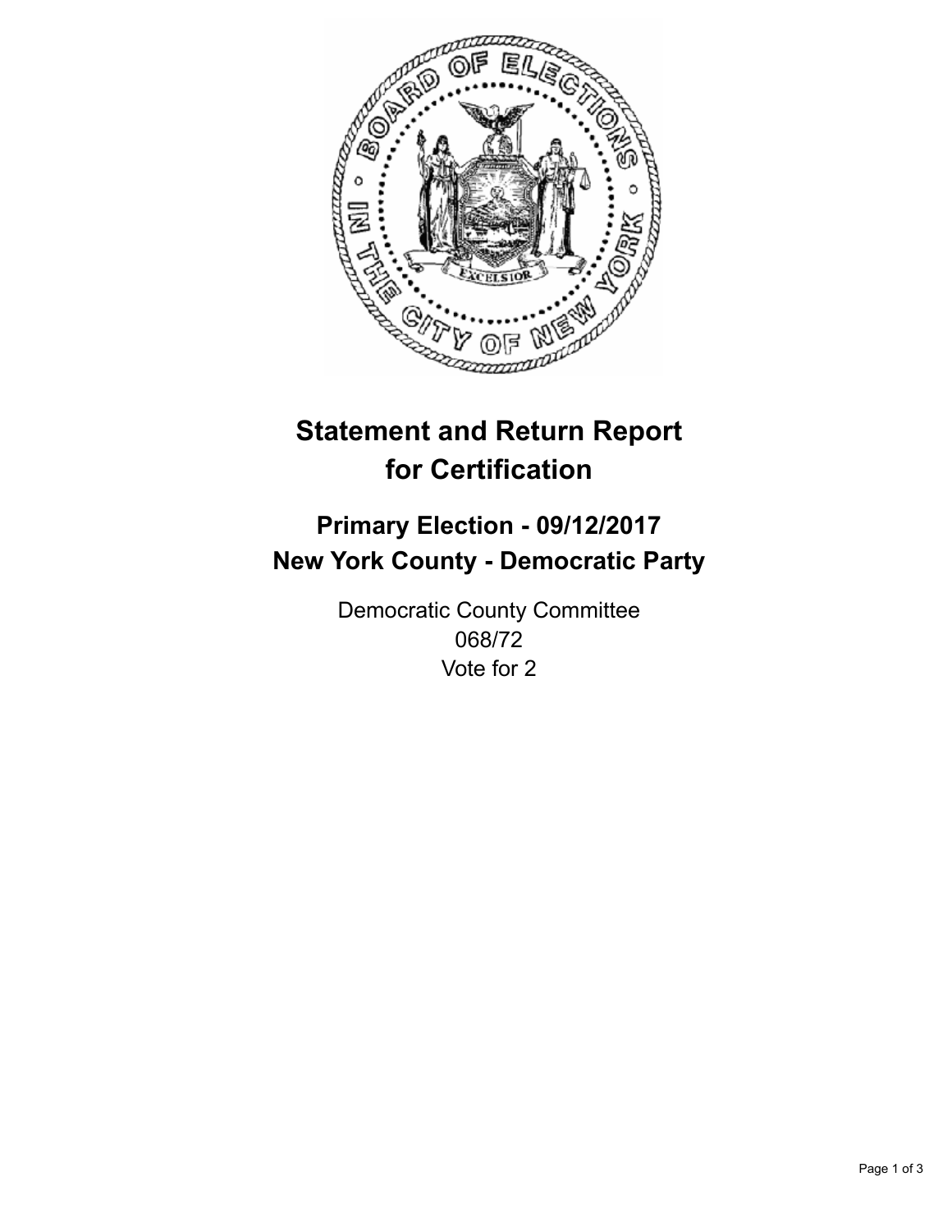# Statement and Return Report for Certification

## Primary Election - 09/12/2017
## New York County - Democratic Party

Democratic County Committee
068/72
Vote for 2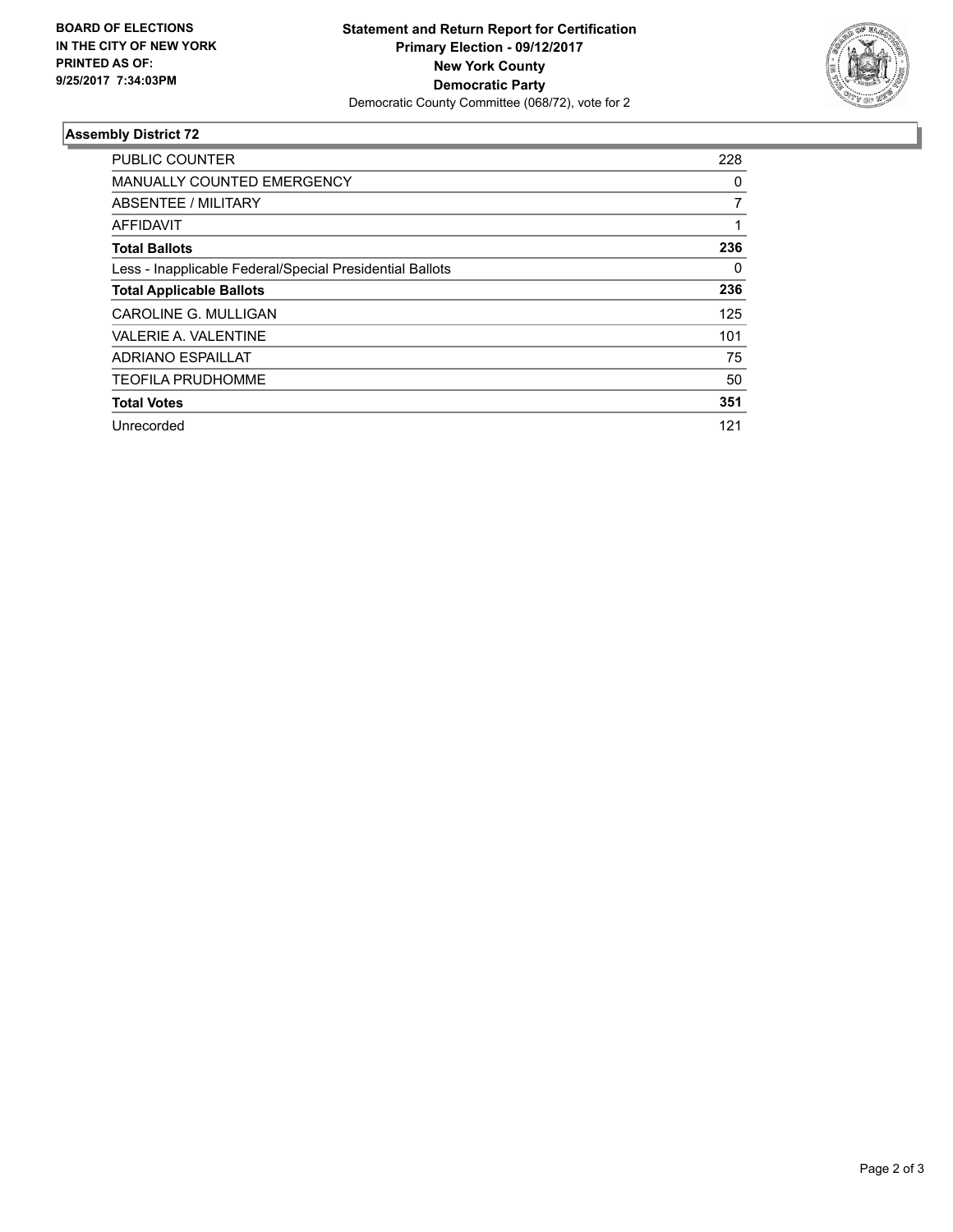**BOARD OF ELECTIONS IN THE CITY OF NEW YORK PRINTED AS OF: 9/25/2017 7:34:03PM**

**Statement and Return Report for Certification**
**Primary Election - 09/12/2017**
**New York County**
**Democratic Party**
Democratic County Committee (068/72), vote for 2

### Assembly District 72

| | |
|---|---|
| PUBLIC COUNTER | 228 |
| MANUALLY COUNTED EMERGENCY | 0 |
| ABSENTEE / MILITARY | 7 |
| AFFIDAVIT | 1 |
| **Total Ballots** | **236** |
| Less - Inapplicable Federal/Special Presidential Ballots | 0 |
| **Total Applicable Ballots** | **236** |
| CAROLINE G. MULLIGAN | 125 |
| VALERIE A. VALENTINE | 101 |
| ADRIANO ESPAILLAT | 75 |
| TEOFILA PRUDHOMME | 50 |
| **Total Votes** | **351** |
| Unrecorded | 121 |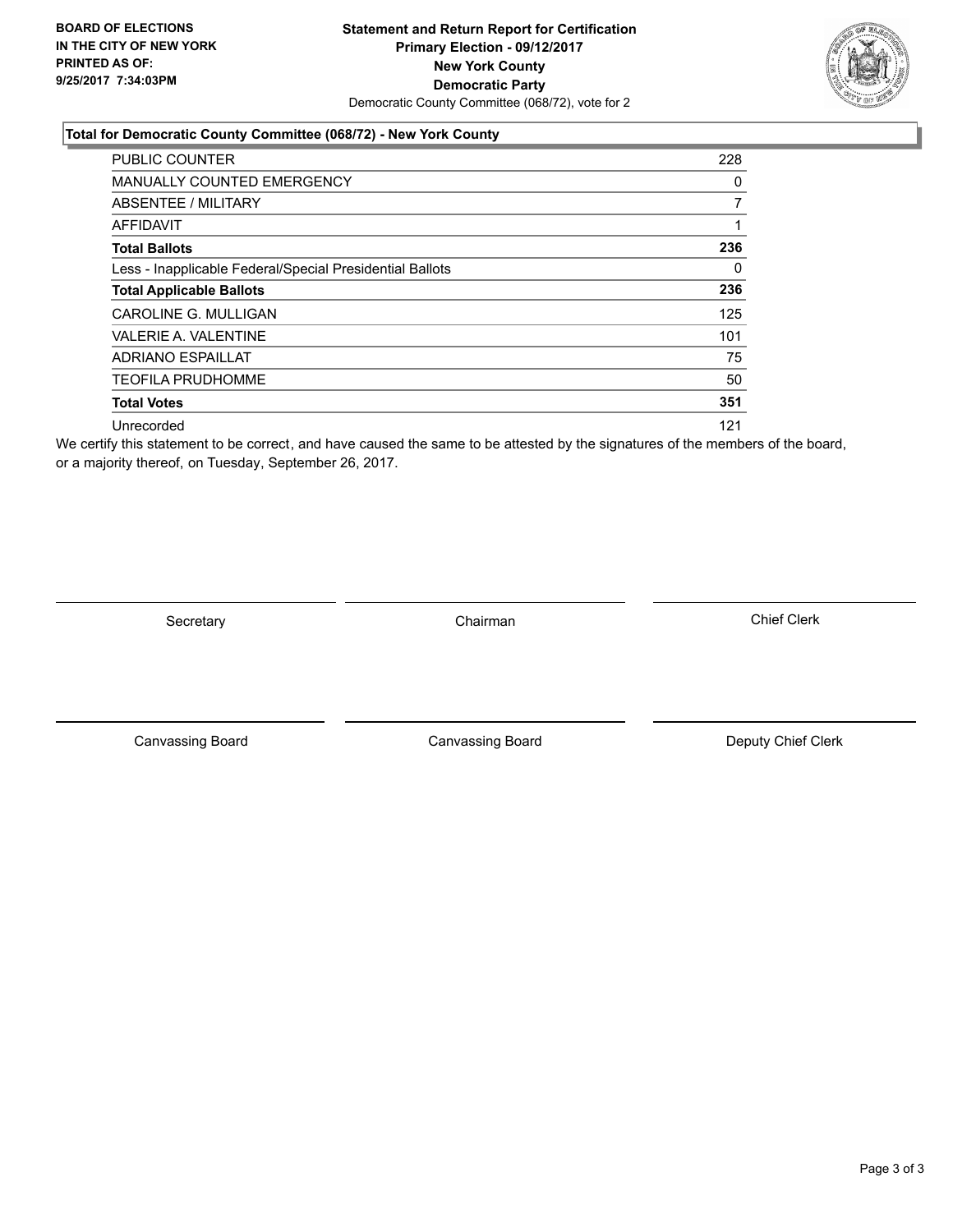**BOARD OF ELECTIONS**
**IN THE CITY OF NEW YORK**
**PRINTED AS OF:**
**9/25/2017 7:34:03PM**

**Statement and Return Report for Certification**
**Primary Election - 09/12/2017**
**New York County**
**Democratic Party**
Democratic County Committee (068/72), vote for 2

### Total for Democratic County Committee (068/72) - New York County

| | |
|---|---|
| PUBLIC COUNTER | 228 |
| MANUALLY COUNTED EMERGENCY | 0 |
| ABSENTEE / MILITARY | 7 |
| AFFIDAVIT | 1 |
| **Total Ballots** | **236** |
| Less - Inapplicable Federal/Special Presidential Ballots | 0 |
| **Total Applicable Ballots** | **236** |
| CAROLINE G. MULLIGAN | 125 |
| VALERIE A. VALENTINE | 101 |
| ADRIANO ESPAILLAT | 75 |
| TEOFILA PRUDHOMME | 50 |
| **Total Votes** | **351** |
| Unrecorded | 121 |

We certify this statement to be correct, and have caused the same to be attested by the signatures of the members of the board, or a majority thereof, on Tuesday, September 26, 2017.

Secretary

Chairman

Chief Clerk

Canvassing Board

Canvassing Board

Deputy Chief Clerk